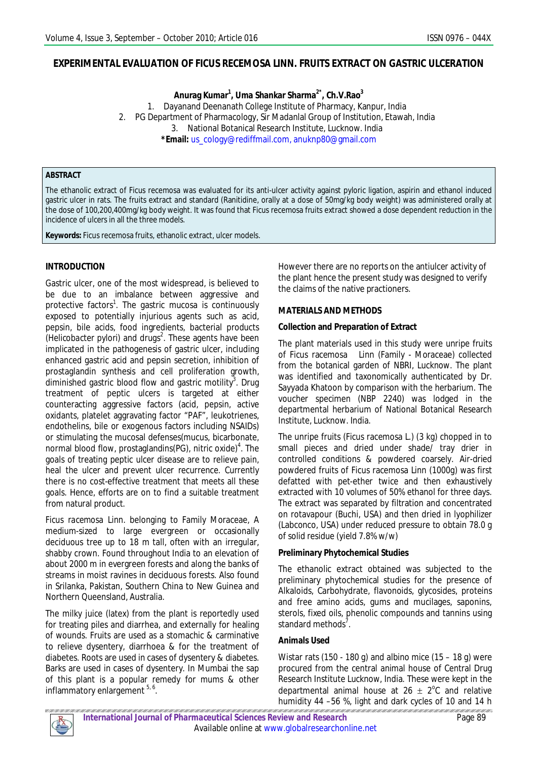# EXPERIMENTAL EVALUATION OF FICUS RECEMOSA LINN. FRUITS EXTRACT ON GASTRIC ULCERATION

**Anurag Kumar[1], Uma Shankar Sharma[2*], Ch.V.Rao[3]**

1. Dayanand Deenanath College Institute of Pharmacy, Kanpur, India
2. PG Department of Pharmacology, Sir Madanlal Group of Institution, Etawah, India
3. National Botanical Research Institute, Lucknow. India

***Email:** us_cology@rediffmail.com, anuknp80@gmail.com

## ABSTRACT

The ethanolic extract of Ficus recemosa was evaluated for its anti-ulcer activity against pyloric ligation, aspirin and ethanol induced gastric ulcer in rats. The fruits extract and standard (Ranitidine, orally at a dose of 50mg/kg body weight) was administered orally at the dose of 100,200,400mg/kg body weight. It was found that Ficus recemosa fruits extract showed a dose dependent reduction in the incidence of ulcers in all the three models.

**Keywords:** Ficus recemosa fruits, ethanolic extract, ulcer models.

## INTRODUCTION

Gastric ulcer, one of the most widespread, is believed to be due to an imbalance between aggressive and protective factors[1]. The gastric mucosa is continuously exposed to potentially injurious agents such as acid, pepsin, bile acids, food ingredients, bacterial products (Helicobacter pylori) and drugs[2]. These agents have been implicated in the pathogenesis of gastric ulcer, including enhanced gastric acid and pepsin secretion, inhibition of prostaglandin synthesis and cell proliferation growth, diminished gastric blood flow and gastric motility[3]. Drug treatment of peptic ulcers is targeted at either counteracting aggressive factors (acid, pepsin, active oxidants, platelet aggravating factor "PAF", leukotrienes, endothelins, bile or exogenous factors including NSAIDs) or stimulating the mucosal defenses(mucus, bicarbonate, normal blood flow, prostaglandins(PG), nitric oxide)[4]. The goals of treating peptic ulcer disease are to relieve pain, heal the ulcer and prevent ulcer recurrence. Currently there is no cost-effective treatment that meets all these goals. Hence, efforts are on to find a suitable treatment from natural product.

*Ficus racemosa* Linn. belonging to Family Moraceae, A medium-sized to large evergreen or occasionally deciduous tree up to 18 m tall, often with an irregular, shabby crown. Found throughout India to an elevation of about 2000 m in evergreen forests and along the banks of streams in moist ravines in deciduous forests. Also found in Srilanka, Pakistan, Southern China to New Guinea and Northern Queensland, Australia.

The milky juice (latex) from the plant is reportedly used for treating piles and diarrhea, and externally for healing of wounds. Fruits are used as a stomachic & carminative to relieve dysentery, diarrhoea & for the treatment of diabetes. Roots are used in cases of dysentery & diabetes. Barks are used in cases of dysentery. In Mumbai the sap of this plant is a popular remedy for mums & other inflammatory enlargement [5, 6].

However there are no reports on the antiulcer activity of the plant hence the present study was designed to verify the claims of the native practioners.

## MATERIALS AND METHODS

### Collection and Preparation of Extract

The plant materials used in this study were unripe fruits of Ficus racemosa Linn (Family - Moraceae) collected from the botanical garden of NBRI, Lucknow. The plant was identified and taxonomically authenticated by Dr. Sayyada Khatoon by comparison with the herbarium. The voucher specimen (NBP 2240) was lodged in the departmental herbarium of National Botanical Research Institute, Lucknow. India.

The unripe fruits (Ficus racemosa L.) (3 kg) chopped in to small pieces and dried under shade/ tray drier in controlled conditions & powdered coarsely. Air-dried powdered fruits of Ficus racemosa Linn (1000g) was first defatted with pet-ether twice and then exhaustively extracted with 10 volumes of 50% ethanol for three days. The extract was separated by filtration and concentrated on rotavapour (Buchi, USA) and then dried in lyophilizer (Labconco, USA) under reduced pressure to obtain 78.0 g of solid residue (yield 7.8% w/w)

### Preliminary Phytochemical Studies

The ethanolic extract obtained was subjected to the preliminary phytochemical studies for the presence of Alkaloids, Carbohydrate, flavonoids, glycosides, proteins and free amino acids, gums and mucilages, saponins, sterols, fixed oils, phenolic compounds and tannins using standard methods[7].

### Animals Used

Wistar rats (150 - 180 g) and albino mice (15 – 18 g) were procured from the central animal house of Central Drug Research Institute Lucknow, India. These were kept in the departmental animal house at 26 ± 2°C and relative humidity 44 –56 %, light and dark cycles of 10 and 14 h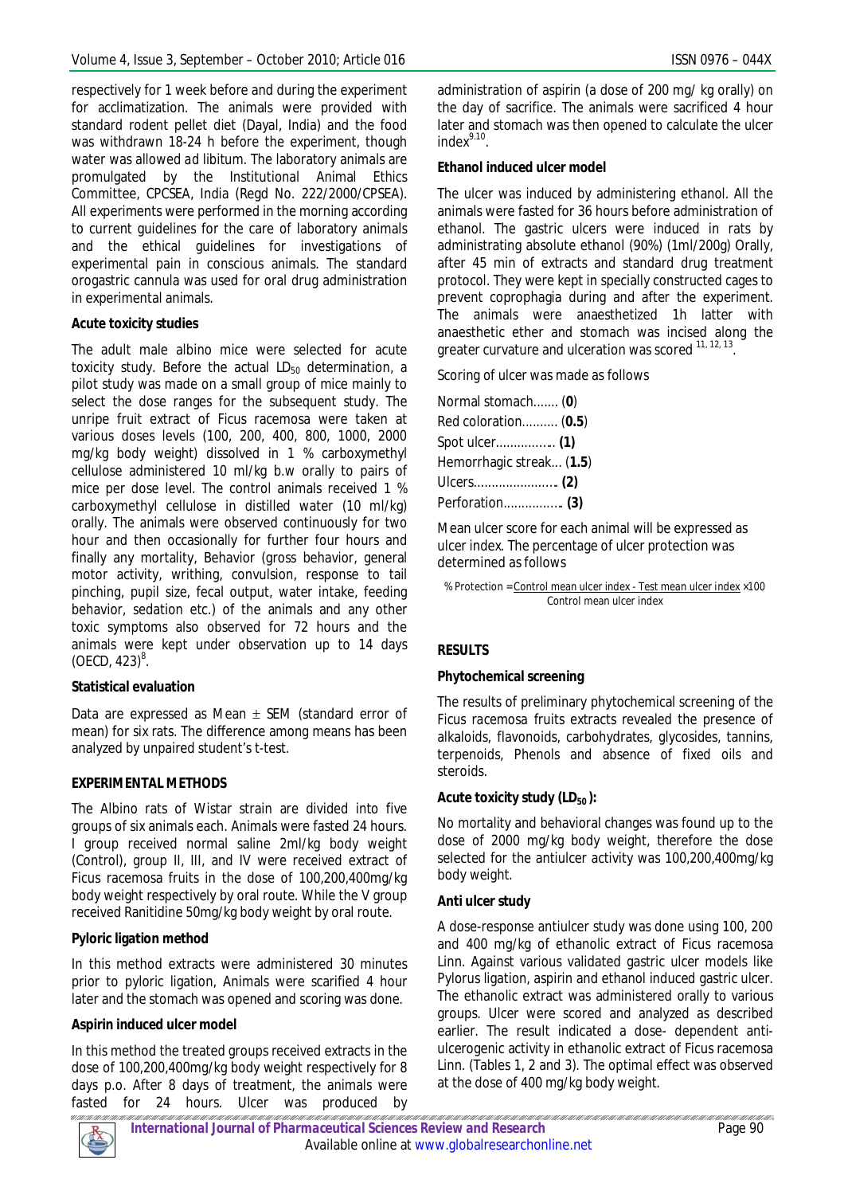respectively for 1 week before and during the experiment for acclimatization. The animals were provided with standard rodent pellet diet (Dayal, India) and the food was withdrawn 18-24 h before the experiment, though water was allowed ad libitum. The laboratory animals are promulgated by the Institutional Animal Ethics Committee, CPCSEA, India (Regd No. 222/2000/CPSEA). All experiments were performed in the morning according to current guidelines for the care of laboratory animals and the ethical guidelines for investigations of experimental pain in conscious animals. The standard orogastric cannula was used for oral drug administration in experimental animals.

**Acute toxicity studies**

The adult male albino mice were selected for acute toxicity study. Before the actual $LD_{50}$ determination, a pilot study was made on a small group of mice mainly to select the dose ranges for the subsequent study. The unripe fruit extract of Ficus racemosa were taken at various doses levels (100, 200, 400, 800, 1000, 2000 mg/kg body weight) dissolved in 1 % carboxymethyl cellulose administered 10 ml/kg b.w orally to pairs of mice per dose level. The control animals received 1 % carboxymethyl cellulose in distilled water (10 ml/kg) orally. The animals were observed continuously for two hour and then occasionally for further four hours and finally any mortality, Behavior (gross behavior, general motor activity, writhing, convulsion, response to tail pinching, pupil size, fecal output, water intake, feeding behavior, sedation etc.) of the animals and any other toxic symptoms also observed for 72 hours and the animals were kept under observation up to 14 days (OECD, 423)[8].

**Statistical evaluation**

Data are expressed as Mean ± SEM (standard error of mean) for six rats. The difference among means has been analyzed by unpaired student's t-test.

**EXPERIMENTAL METHODS**

The Albino rats of Wistar strain are divided into five groups of six animals each. Animals were fasted 24 hours. I group received normal saline 2ml/kg body weight (Control), group II, III, and IV were received extract of Ficus racemosa fruits in the dose of 100,200,400mg/kg body weight respectively by oral route. While the V group received Ranitidine 50mg/kg body weight by oral route.

**Pyloric ligation method**

In this method extracts were administered 30 minutes prior to pyloric ligation, Animals were scarified 4 hour later and the stomach was opened and scoring was done.

**Aspirin induced ulcer model**

In this method the treated groups received extracts in the dose of 100,200,400mg/kg body weight respectively for 8 days p.o. After 8 days of treatment, the animals were fasted for 24 hours. Ulcer was produced by administration of aspirin (a dose of 200 mg/ kg orally) on the day of sacrifice. The animals were sacrificed 4 hour later and stomach was then opened to calculate the ulcer index[9,10].

**Ethanol induced ulcer model**

The ulcer was induced by administering ethanol. All the animals were fasted for 36 hours before administration of ethanol. The gastric ulcers were induced in rats by administrating absolute ethanol (90%) (1ml/200g) Orally, after 45 min of extracts and standard drug treatment protocol. They were kept in specially constructed cages to prevent coprophagia during and after the experiment. The animals were anaesthetized 1h latter with anaesthetic ether and stomach was incised along the greater curvature and ulceration was scored [11, 12, 13].

Scoring of ulcer was made as follows

Normal stomach....... (**0**)
Red coloration.......... (**0.5**)
Spot ulcer................ **(1)**
Hemorrhagic streak... (**1.5**)
Ulcers....................... **(2)**
Perforation................ **(3)**

Mean ulcer score for each animal will be expressed as ulcer index. The percentage of ulcer protection was determined as follows

$$\% \text{ Protection} = \frac{\text{Control mean ulcer index} - \text{Test mean ulcer index}}{\text{Control mean ulcer index}} \times 100$$

**RESULTS**

**Phytochemical screening**

The results of preliminary phytochemical screening of the Ficus racemosa fruits extracts revealed the presence of alkaloids, flavonoids, carbohydrates, glycosides, tannins, terpenoids, Phenols and absence of fixed oils and steroids.

**Acute toxicity study ($LD_{50}$):**

No mortality and behavioral changes was found up to the dose of 2000 mg/kg body weight, therefore the dose selected for the antiulcer activity was 100,200,400mg/kg body weight.

**Anti ulcer study**

A dose-response antiulcer study was done using 100, 200 and 400 mg/kg of ethanolic extract of Ficus racemosa Linn. Against various validated gastric ulcer models like Pylorus ligation, aspirin and ethanol induced gastric ulcer. The ethanolic extract was administered orally to various groups. Ulcer were scored and analyzed as described earlier. The result indicated a dose- dependent anti-ulcerogenic activity in ethanolic extract of Ficus racemosa Linn. (Tables 1, 2 and 3). The optimal effect was observed at the dose of 400 mg/kg body weight.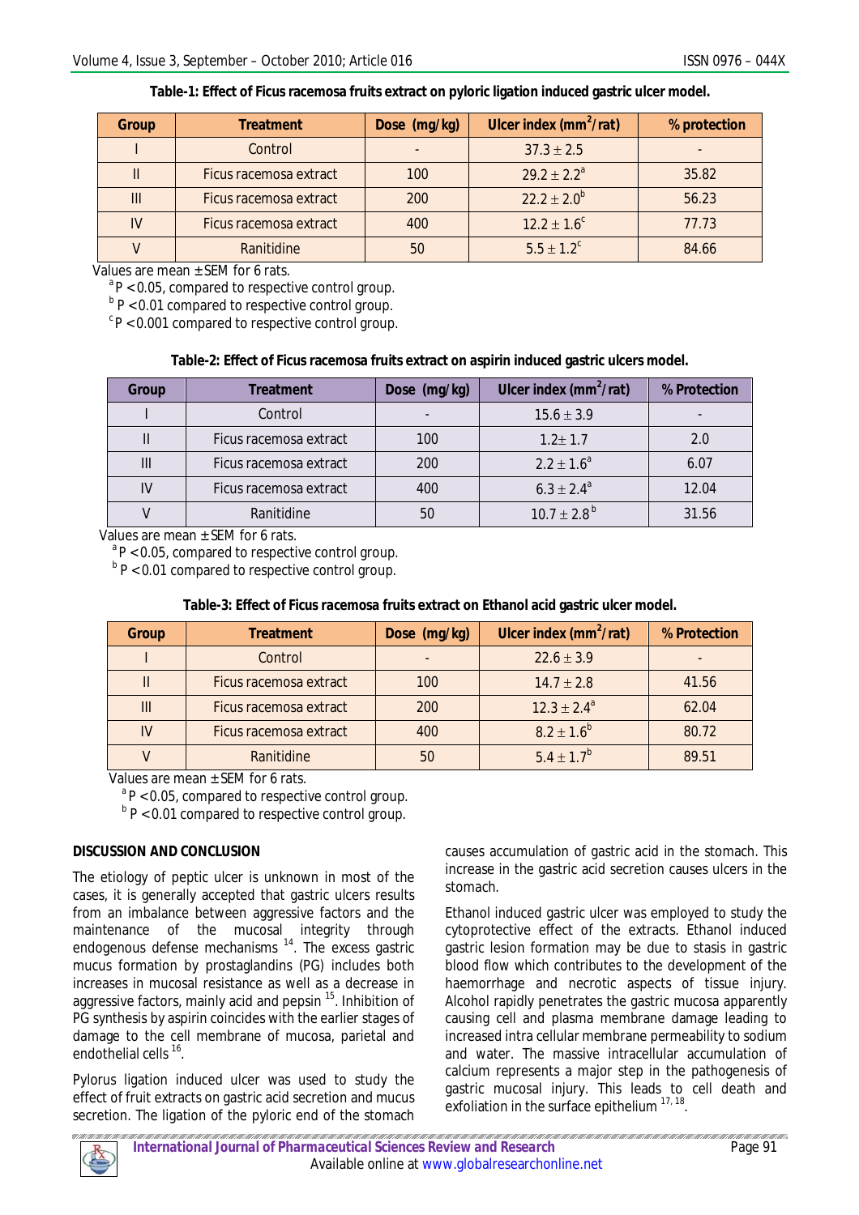**Table-1: Effect of Ficus racemosa fruits extract on pyloric ligation induced gastric ulcer model.**

| Group | Treatment | Dose (mg/kg) | Ulcer index ($mm^2$/rat) | % protection |
|---|---|---|---|---|
| I | Control | - | $37.3 \pm 2.5$ | - |
| II | Ficus racemosa extract | 100 | $29.2 \pm 2.2^a$ | 35.82 |
| III | Ficus racemosa extract | 200 | $22.2 \pm 2.0^b$ | 56.23 |
| IV | Ficus racemosa extract | 400 | $12.2 \pm 1.6^c$ | 77.73 |
| V | Ranitidine | 50 | $5.5 \pm 1.2^c$ | 84.66 |

Values are mean ± SEM for 6 rats.
[a] $P < 0.05$, compared to respective control group.
[b] $P < 0.01$ compared to respective control group.
[c] $P < 0.001$ compared to respective control group.

**Table-2: Effect of Ficus racemosa fruits extract on aspirin induced gastric ulcers model.**

| Group | Treatment | Dose (mg/kg) | Ulcer index ($mm^2$/rat) | % Protection |
|---|---|---|---|---|
| I | Control | - | $15.6 \pm 3.9$ | - |
| II | Ficus racemosa extract | 100 | $1.2 \pm 1.7$ | 2.0 |
| III | Ficus racemosa extract | 200 | $2.2 \pm 1.6^a$ | 6.07 |
| IV | Ficus racemosa extract | 400 | $6.3 \pm 2.4^a$ | 12.04 |
| V | Ranitidine | 50 | $10.7 \pm 2.8^b$ | 31.56 |

Values are mean ± SEM for 6 rats.
[a] $P < 0.05$, compared to respective control group.
[b] $P < 0.01$ compared to respective control group.

**Table-3: Effect of Ficus racemosa fruits extract on Ethanol acid gastric ulcer model.**

| Group | Treatment | Dose (mg/kg) | Ulcer index ($mm^2$/rat) | % Protection |
|---|---|---|---|---|
| I | Control | - | $22.6 \pm 3.9$ | - |
| II | Ficus racemosa extract | 100 | $14.7 \pm 2.8$ | 41.56 |
| III | Ficus racemosa extract | 200 | $12.3 \pm 2.4^a$ | 62.04 |
| IV | Ficus racemosa extract | 400 | $8.2 \pm 1.6^b$ | 80.72 |
| V | Ranitidine | 50 | $5.4 \pm 1.7^b$ | 89.51 |

Values are mean ± SEM for 6 rats.
[a] $P < 0.05$, compared to respective control group.
[b] $P < 0.01$ compared to respective control group.

## DISCUSSION AND CONCLUSION

The etiology of peptic ulcer is unknown in most of the cases, it is generally accepted that gastric ulcers results from an imbalance between aggressive factors and the maintenance of the mucosal integrity through endogenous defense mechanisms [14]. The excess gastric mucus formation by prostaglandins (PG) includes both increases in mucosal resistance as well as a decrease in aggressive factors, mainly acid and pepsin [15]. Inhibition of PG synthesis by aspirin coincides with the earlier stages of damage to the cell membrane of mucosa, parietal and endothelial cells [16].

Pylorus ligation induced ulcer was used to study the effect of fruit extracts on gastric acid secretion and mucus secretion. The ligation of the pyloric end of the stomach causes accumulation of gastric acid in the stomach. This increase in the gastric acid secretion causes ulcers in the stomach.

Ethanol induced gastric ulcer was employed to study the cytoprotective effect of the extracts. Ethanol induced gastric lesion formation may be due to stasis in gastric blood flow which contributes to the development of the haemorrhage and necrotic aspects of tissue injury. Alcohol rapidly penetrates the gastric mucosa apparently causing cell and plasma membrane damage leading to increased intra cellular membrane permeability to sodium and water. The massive intracellular accumulation of calcium represents a major step in the pathogenesis of gastric mucosal injury. This leads to cell death and exfoliation in the surface epithelium [17, 18].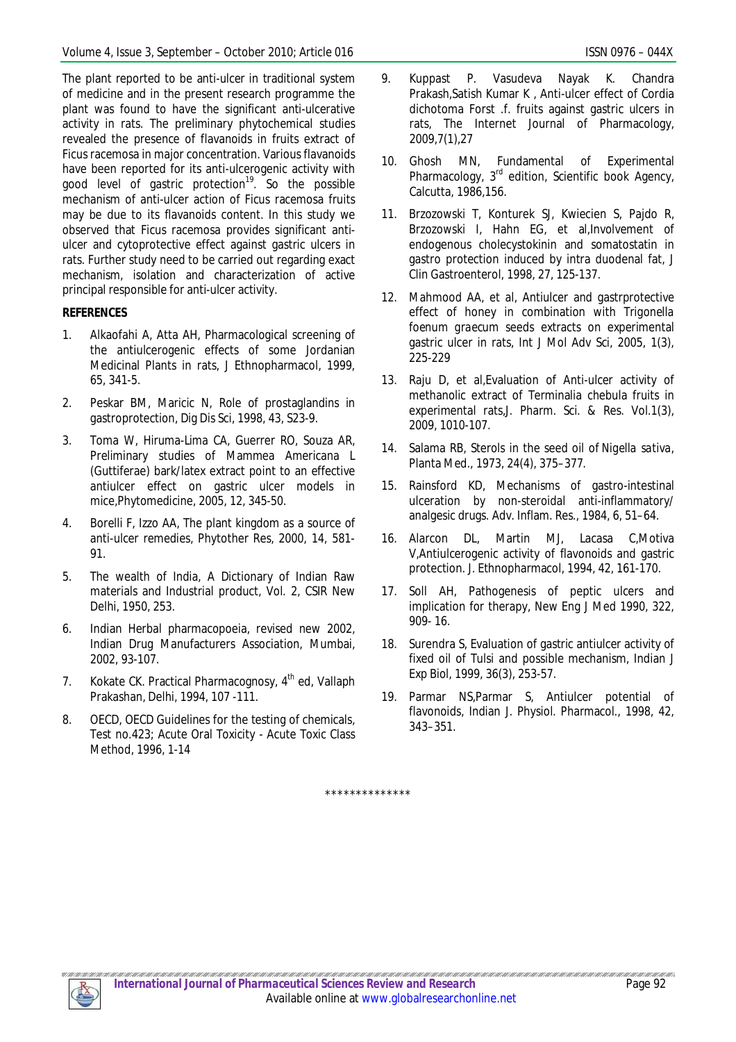The plant reported to be anti-ulcer in traditional system of medicine and in the present research programme the plant was found to have the significant anti-ulcerative activity in rats. The preliminary phytochemical studies revealed the presence of flavanoids in fruits extract of Ficus racemosa in major concentration. Various flavanoids have been reported for its anti-ulcerogenic activity with good level of gastric protection[19]. So the possible mechanism of anti-ulcer action of Ficus racemosa fruits may be due to its flavanoids content. In this study we observed that Ficus racemosa provides significant anti-ulcer and cytoprotective effect against gastric ulcers in rats. Further study need to be carried out regarding exact mechanism, isolation and characterization of active principal responsible for anti-ulcer activity.

## REFERENCES

1. Alkaofahi A, Atta AH, Pharmacological screening of the antiulcerogenic effects of some Jordanian Medicinal Plants in rats, J Ethnopharmacol, 1999, 65, 341-5.
2. Peskar BM, Maricic N, Role of prostaglandins in gastroprotection, Dig Dis Sci, 1998, 43, S23-9.
3. Toma W, Hiruma-Lima CA, Guerrer RO, Souza AR, Preliminary studies of Mammea Americana L (Guttiferae) bark/latex extract point to an effective antiulcer effect on gastric ulcer models in mice,Phytomedicine, 2005, 12, 345-50.
4. Borelli F, Izzo AA, The plant kingdom as a source of anti-ulcer remedies, Phytother Res, 2000, 14, 581-91.
5. The wealth of India, A Dictionary of Indian Raw materials and Industrial product, Vol. 2, CSIR New Delhi, 1950, 253.
6. Indian Herbal pharmacopoeia, revised new 2002, Indian Drug Manufacturers Association, Mumbai, 2002, 93-107.
7. Kokate CK. Practical Pharmacognosy, 4th ed, Vallaph Prakashan, Delhi, 1994, 107 -111.
8. OECD, OECD Guidelines for the testing of chemicals, Test no.423; Acute Oral Toxicity - Acute Toxic Class Method, 1996, 1-14
9. Kuppast P. Vasudeva Nayak K. Chandra Prakash,Satish Kumar K , Anti-ulcer effect of Cordia dichotoma Forst .f. fruits against gastric ulcers in rats, The Internet Journal of Pharmacology, 2009,7(1),27
10. Ghosh MN, Fundamental of Experimental Pharmacology, 3rd edition, Scientific book Agency, Calcutta, 1986,156.
11. Brzozowski T, Konturek SJ, Kwiecien S, Pajdo R, Brzozowski I, Hahn EG, et al,Involvement of endogenous cholecystokinin and somatostatin in gastro protection induced by intra duodenal fat, J Clin Gastroenterol, 1998, 27, 125-137.
12. Mahmood AA, et al, Antiulcer and gastrprotective effect of honey in combination with Trigonella foenum graecum seeds extracts on experimental gastric ulcer in rats, Int J Mol Adv Sci, 2005, 1(3), 225-229
13. Raju D, et al,Evaluation of Anti-ulcer activity of methanolic extract of Terminalia chebula fruits in experimental rats,J. Pharm. Sci. & Res. Vol.1(3), 2009, 1010-107.
14. Salama RB, Sterols in the seed oil of *Nigella sativa*, Planta Med., 1973, 24(4), 375–377.
15. Rainsford KD, Mechanisms of gastro-intestinal ulceration by non-steroidal anti-inflammatory/ analgesic drugs. Adv. Inflam. Res., 1984, 6, 51–64.
16. Alarcon DL, Martin MJ, Lacasa C,Motiva V,Antiulcerogenic activity of flavonoids and gastric protection. J. Ethnopharmacol, 1994, 42, 161-170.
17. Soll AH, Pathogenesis of peptic ulcers and implication for therapy, New Eng J Med 1990, 322, 909- 16.
18. Surendra S, Evaluation of gastric antiulcer activity of fixed oil of Tulsi and possible mechanism, Indian J Exp Biol, 1999, 36(3), 253-57.
19. Parmar NS,Parmar S, Antiulcer potential of flavonoids, Indian J. Physiol. Pharmacol., 1998, 42, 343–351.

**************